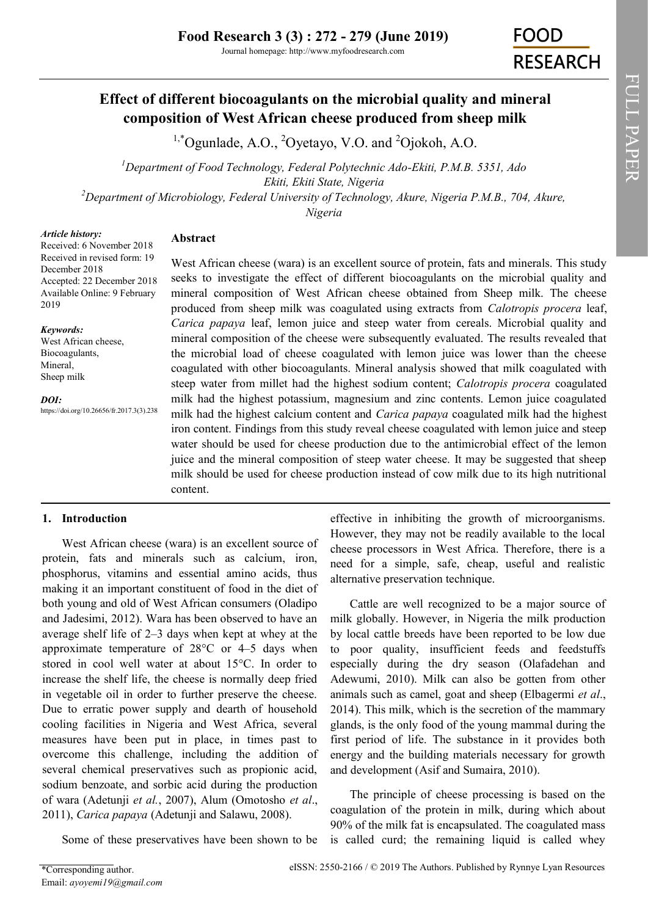# Effect of different biocoagulants on the microbial quality and mineral composition of West African cheese produced from sheep milk

[1,*]Ogunlade, A.O., [2]Oyetayo, V.O. and [2]Ojokoh, A.O.

[1]Department of Food Technology, Federal Polytechnic Ado-Ekiti, P.M.B. 5351, Ado Ekiti, Ekiti State, Nigeria

[2]Department of Microbiology, Federal University of Technology, Akure, Nigeria P.M.B., 704, Akure, Nigeria

*Article history:*
Received: 6 November 2018
Received in revised form: 19 December 2018
Accepted: 22 December 2018
Available Online: 9 February 2019

*Keywords:*
West African cheese,
Biocoagulants,
Mineral,
Sheep milk

*DOI:*
https://doi.org/10.26656/fr.2017.3(3).238

## Abstract

West African cheese (wara) is an excellent source of protein, fats and minerals. This study seeks to investigate the effect of different biocoagulants on the microbial quality and mineral composition of West African cheese obtained from Sheep milk. The cheese produced from sheep milk was coagulated using extracts from *Calotropis procera* leaf, *Carica papaya* leaf, lemon juice and steep water from cereals. Microbial quality and mineral composition of the cheese were subsequently evaluated. The results revealed that the microbial load of cheese coagulated with lemon juice was lower than the cheese coagulated with other biocoagulants. Mineral analysis showed that milk coagulated with steep water from millet had the highest sodium content; *Calotropis procera* coagulated milk had the highest potassium, magnesium and zinc contents. Lemon juice coagulated milk had the highest calcium content and *Carica papaya* coagulated milk had the highest iron content. Findings from this study reveal cheese coagulated with lemon juice and steep water should be used for cheese production due to the antimicrobial effect of the lemon juice and the mineral composition of steep water cheese. It may be suggested that sheep milk should be used for cheese production instead of cow milk due to its high nutritional content.

## 1. Introduction

West African cheese (wara) is an excellent source of protein, fats and minerals such as calcium, iron, phosphorus, vitamins and essential amino acids, thus making it an important constituent of food in the diet of both young and old of West African consumers (Oladipo and Jadesimi, 2012). Wara has been observed to have an average shelf life of 2–3 days when kept at whey at the approximate temperature of 28°C or 4–5 days when stored in cool well water at about 15°C. In order to increase the shelf life, the cheese is normally deep fried in vegetable oil in order to further preserve the cheese. Due to erratic power supply and dearth of household cooling facilities in Nigeria and West Africa, several measures have been put in place, in times past to overcome this challenge, including the addition of several chemical preservatives such as propionic acid, sodium benzoate, and sorbic acid during the production of wara (Adetunji *et al.*, 2007), Alum (Omotosho *et al*., 2011), *Carica papaya* (Adetunji and Salawu, 2008).

Some of these preservatives have been shown to be effective in inhibiting the growth of microorganisms. However, they may not be readily available to the local cheese processors in West Africa. Therefore, there is a need for a simple, safe, cheap, useful and realistic alternative preservation technique.

Cattle are well recognized to be a major source of milk globally. However, in Nigeria the milk production by local cattle breeds have been reported to be low due to poor quality, insufficient feeds and feedstuffs especially during the dry season (Olafadehan and Adewumi, 2010). Milk can also be gotten from other animals such as camel, goat and sheep (Elbagermi *et al*., 2014). This milk, which is the secretion of the mammary glands, is the only food of the young mammal during the first period of life. The substance in it provides both energy and the building materials necessary for growth and development (Asif and Sumaira, 2010).

The principle of cheese processing is based on the coagulation of the protein in milk, during which about 90% of the milk fat is encapsulated. The coagulated mass is called curd; the remaining liquid is called whey

*Corresponding author.
Email: *ayoyemi19@gmail.com*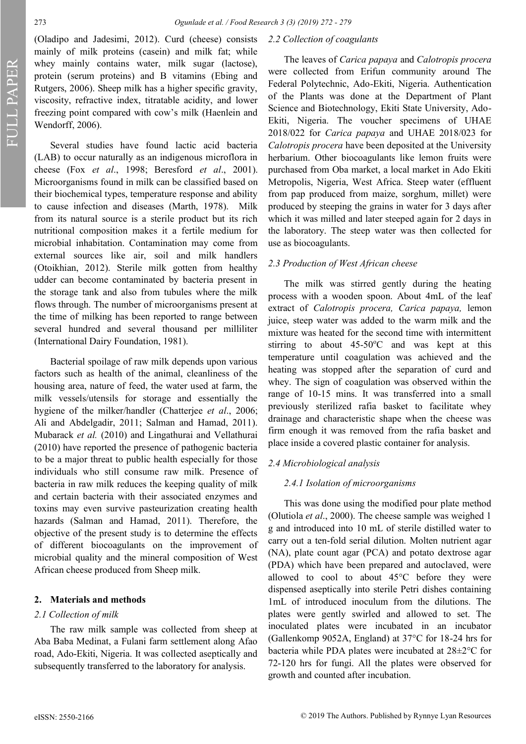(Oladipo and Jadesimi, 2012). Curd (cheese) consists mainly of milk proteins (casein) and milk fat; while whey mainly contains water, milk sugar (lactose), protein (serum proteins) and B vitamins (Ebing and Rutgers, 2006). Sheep milk has a higher specific gravity, viscosity, refractive index, titratable acidity, and lower freezing point compared with cow's milk (Haenlein and Wendorff, 2006).

Several studies have found lactic acid bacteria (LAB) to occur naturally as an indigenous microflora in cheese (Fox *et al*., 1998; Beresford *et al*., 2001). Microorganisms found in milk can be classified based on their biochemical types, temperature response and ability to cause infection and diseases (Marth, 1978). Milk from its natural source is a sterile product but its rich nutritional composition makes it a fertile medium for microbial inhabitation. Contamination may come from external sources like air, soil and milk handlers (Otoikhian, 2012). Sterile milk gotten from healthy udder can become contaminated by bacteria present in the storage tank and also from tubules where the milk flows through. The number of microorganisms present at the time of milking has been reported to range between several hundred and several thousand per milliliter (International Dairy Foundation, 1981).

Bacterial spoilage of raw milk depends upon various factors such as health of the animal, cleanliness of the housing area, nature of feed, the water used at farm, the milk vessels/utensils for storage and essentially the hygiene of the milker/handler (Chatterjee *et al*., 2006; Ali and Abdelgadir, 2011; Salman and Hamad, 2011). Mubarack *et al.* (2010) and Lingathurai and Vellathurai (2010) have reported the presence of pathogenic bacteria to be a major threat to public health especially for those individuals who still consume raw milk. Presence of bacteria in raw milk reduces the keeping quality of milk and certain bacteria with their associated enzymes and toxins may even survive pasteurization creating health hazards (Salman and Hamad, 2011). Therefore, the objective of the present study is to determine the effects of different biocoagulants on the improvement of microbial quality and the mineral composition of West African cheese produced from Sheep milk.

## 2. Materials and methods

### *2.1 Collection of milk*

The raw milk sample was collected from sheep at Aba Baba Medinat, a Fulani farm settlement along Afao road, Ado-Ekiti, Nigeria. It was collected aseptically and subsequently transferred to the laboratory for analysis.

### *2.2 Collection of coagulants*

The leaves of *Carica papaya* and *Calotropis procera* were collected from Erifun community around The Federal Polytechnic, Ado-Ekiti, Nigeria. Authentication of the Plants was done at the Department of Plant Science and Biotechnology, Ekiti State University, Ado-Ekiti, Nigeria. The voucher specimens of UHAE 2018/022 for *Carica papaya* and UHAE 2018/023 for *Calotropis procera* have been deposited at the University herbarium. Other biocoagulants like lemon fruits were purchased from Oba market, a local market in Ado Ekiti Metropolis, Nigeria, West Africa. Steep water (effluent from pap produced from maize, sorghum, millet) were produced by steeping the grains in water for 3 days after which it was milled and later steeped again for 2 days in the laboratory. The steep water was then collected for use as biocoagulants.

### *2.3 Production of West African cheese*

The milk was stirred gently during the heating process with a wooden spoon. About 4mL of the leaf extract of *Calotropis procera, Carica papaya,* lemon juice, steep water was added to the warm milk and the mixture was heated for the second time with intermittent stirring to about 45-50°C and was kept at this temperature until coagulation was achieved and the heating was stopped after the separation of curd and whey. The sign of coagulation was observed within the range of 10-15 mins. It was transferred into a small previously sterilized rafia basket to facilitate whey drainage and characteristic shape when the cheese was firm enough it was removed from the rafia basket and place inside a covered plastic container for analysis.

### *2.4 Microbiological analysis*

#### *2.4.1 Isolation of microorganisms*

This was done using the modified pour plate method (Olutiola *et al*., 2000). The cheese sample was weighed 1 g and introduced into 10 mL of sterile distilled water to carry out a ten-fold serial dilution. Molten nutrient agar (NA), plate count agar (PCA) and potato dextrose agar (PDA) which have been prepared and autoclaved, were allowed to cool to about 45°C before they were dispensed aseptically into sterile Petri dishes containing 1mL of introduced inoculum from the dilutions. The plates were gently swirled and allowed to set. The inoculated plates were incubated in an incubator (Gallenkomp 9052A, England) at 37°C for 18-24 hrs for bacteria while PDA plates were incubated at 28±2°C for 72-120 hrs for fungi. All the plates were observed for growth and counted after incubation.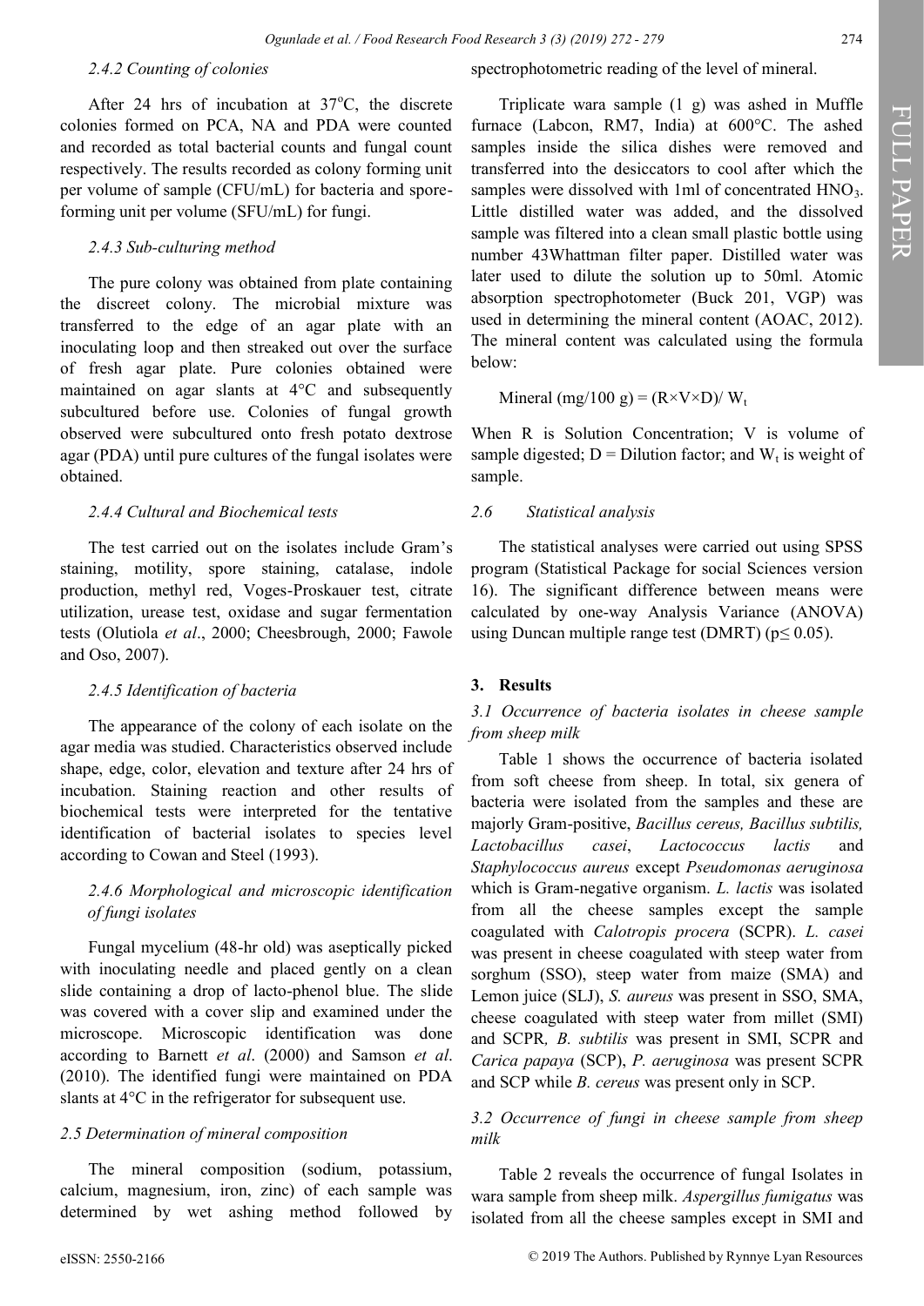### 2.4.2 Counting of colonies

After 24 hrs of incubation at 37°C, the discrete colonies formed on PCA, NA and PDA were counted and recorded as total bacterial counts and fungal count respectively. The results recorded as colony forming unit per volume of sample (CFU/mL) for bacteria and spore-forming unit per volume (SFU/mL) for fungi.

### 2.4.3 Sub-culturing method

The pure colony was obtained from plate containing the discreet colony. The microbial mixture was transferred to the edge of an agar plate with an inoculating loop and then streaked out over the surface of fresh agar plate. Pure colonies obtained were maintained on agar slants at 4°C and subsequently subcultured before use. Colonies of fungal growth observed were subcultured onto fresh potato dextrose agar (PDA) until pure cultures of the fungal isolates were obtained.

### 2.4.4 Cultural and Biochemical tests

The test carried out on the isolates include Gram's staining, motility, spore staining, catalase, indole production, methyl red, Voges-Proskauer test, citrate utilization, urease test, oxidase and sugar fermentation tests (Olutiola *et al*., 2000; Cheesbrough, 2000; Fawole and Oso, 2007).

### 2.4.5 Identification of bacteria

The appearance of the colony of each isolate on the agar media was studied. Characteristics observed include shape, edge, color, elevation and texture after 24 hrs of incubation. Staining reaction and other results of biochemical tests were interpreted for the tentative identification of bacterial isolates to species level according to Cowan and Steel (1993).

### 2.4.6 Morphological and microscopic identification of fungi isolates

Fungal mycelium (48-hr old) was aseptically picked with inoculating needle and placed gently on a clean slide containing a drop of lacto-phenol blue. The slide was covered with a cover slip and examined under the microscope. Microscopic identification was done according to Barnett *et al*. (2000) and Samson *et al*. (2010). The identified fungi were maintained on PDA slants at 4°C in the refrigerator for subsequent use.

### 2.5 Determination of mineral composition

The mineral composition (sodium, potassium, calcium, magnesium, iron, zinc) of each sample was determined by wet ashing method followed by spectrophotometric reading of the level of mineral.

Triplicate wara sample (1 g) was ashed in Muffle furnace (Labcon, RM7, India) at 600°C. The ashed samples inside the silica dishes were removed and transferred into the desiccators to cool after which the samples were dissolved with 1ml of concentrated $HNO_3$. Little distilled water was added, and the dissolved sample was filtered into a clean small plastic bottle using number 43Whattman filter paper. Distilled water was later used to dilute the solution up to 50ml. Atomic absorption spectrophotometer (Buck 201, VGP) was used in determining the mineral content (AOAC, 2012). The mineral content was calculated using the formula below:

$$\text{Mineral (mg/100 g)} = (R \times V \times D) / W_t$$

When R is Solution Concentration; V is volume of sample digested; D = Dilution factor; and $W_t$ is weight of sample.

### 2.6 Statistical analysis

The statistical analyses were carried out using SPSS program (Statistical Package for social Sciences version 16). The significant difference between means were calculated by one-way Analysis Variance (ANOVA) using Duncan multiple range test (DMRT) ($p \leq 0.05$).

## 3. Results

### 3.1 Occurrence of bacteria isolates in cheese sample from sheep milk

Table 1 shows the occurrence of bacteria isolated from soft cheese from sheep. In total, six genera of bacteria were isolated from the samples and these are majorly Gram-positive, *Bacillus cereus, Bacillus subtilis, Lactobacillus casei*, *Lactococcus lactis* and *Staphylococcus aureus* except *Pseudomonas aeruginosa* which is Gram-negative organism. *L. lactis* was isolated from all the cheese samples except the sample coagulated with *Calotropis procera* (SCPR). *L. casei* was present in cheese coagulated with steep water from sorghum (SSO), steep water from maize (SMA) and Lemon juice (SLJ), *S. aureus* was present in SSO, SMA, cheese coagulated with steep water from millet (SMI) and SCPR*, B. subtilis* was present in SMI, SCPR and *Carica papaya* (SCP), *P. aeruginosa* was present SCPR and SCP while *B. cereus* was present only in SCP.

### 3.2 Occurrence of fungi in cheese sample from sheep milk

Table 2 reveals the occurrence of fungal Isolates in wara sample from sheep milk. *Aspergillus fumigatus* was isolated from all the cheese samples except in SMI and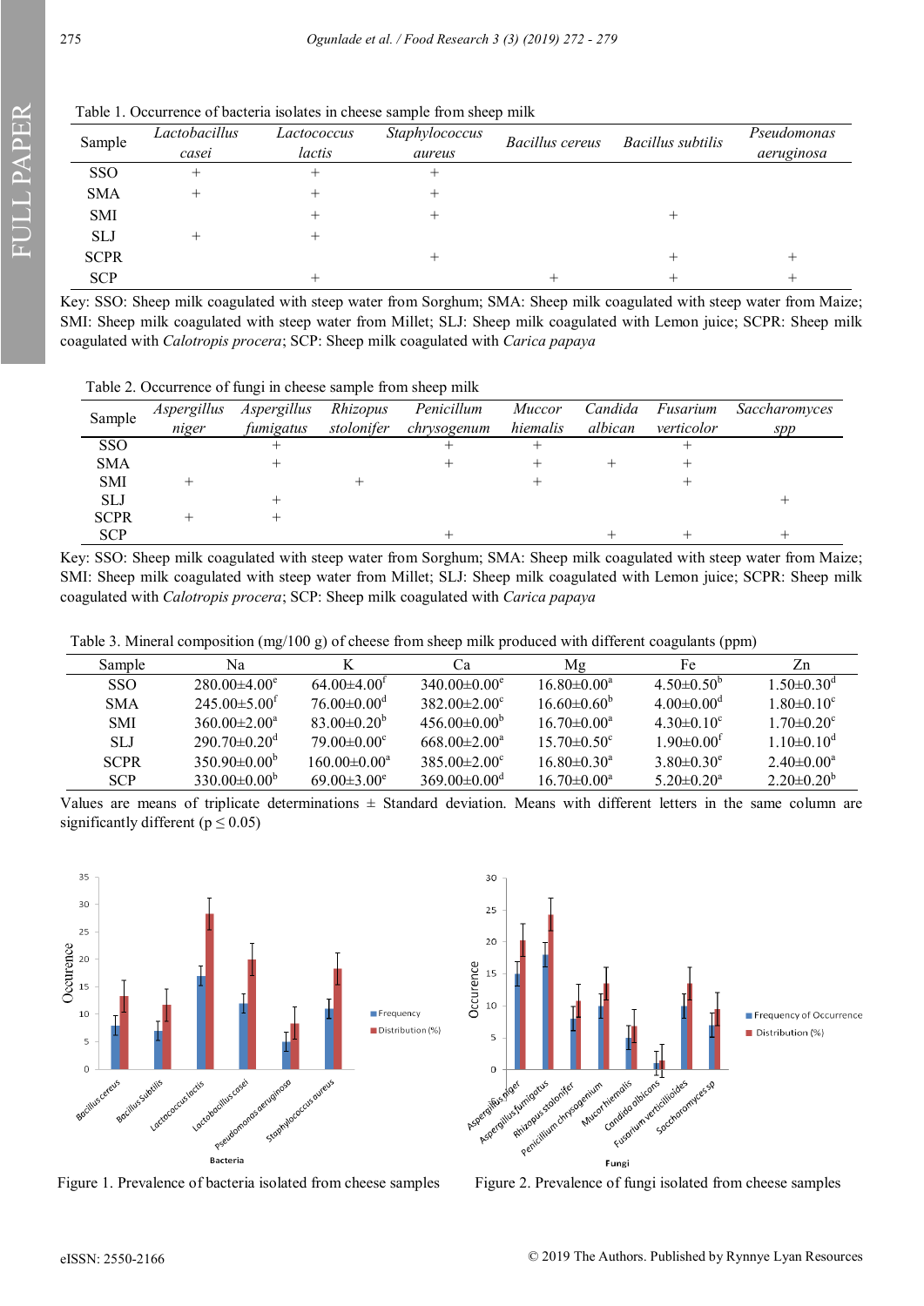Table 1. Occurrence of bacteria isolates in cheese sample from sheep milk

| Sample | *Lactobacillus casei* | *Lactococcus lactis* | *Staphylococcus aureus* | *Bacillus cereus* | *Bacillus subtilis* | *Pseudomonas aeruginosa* |
|---|---|---|---|---|---|---|
| SSO | + | + | + | | | |
| SMA | + | + | + | | | |
| SMI | | + | + | | + | |
| SLJ | + | + | | | | |
| SCPR | | | + | | + | + |
| SCP | | + | | + | + | + |

Key: SSO: Sheep milk coagulated with steep water from Sorghum; SMA: Sheep milk coagulated with steep water from Maize; SMI: Sheep milk coagulated with steep water from Millet; SLJ: Sheep milk coagulated with Lemon juice; SCPR: Sheep milk coagulated with *Calotropis procera*; SCP: Sheep milk coagulated with *Carica papaya*

Table 2. Occurrence of fungi in cheese sample from sheep milk

| Sample | *Aspergillus niger* | *Aspergillus fumigatus* | *Rhizopus stolonifer* | *Penicillum chrysogenum* | *Muccor hiemalis* | *Candida albican* | *Fusarium verticolor* | *Saccharomyces spp* |
|---|---|---|---|---|---|---|---|---|
| SSO | | + | | + | + | | + | |
| SMA | | + | | + | + | + | + | |
| SMI | + | | + | | + | | + | |
| SLJ | | + | | | | | | + |
| SCPR | + | + | | | | | | |
| SCP | | | | + | | + | + | + |

Key: SSO: Sheep milk coagulated with steep water from Sorghum; SMA: Sheep milk coagulated with steep water from Maize; SMI: Sheep milk coagulated with steep water from Millet; SLJ: Sheep milk coagulated with Lemon juice; SCPR: Sheep milk coagulated with *Calotropis procera*; SCP: Sheep milk coagulated with *Carica papaya*

Table 3. Mineral composition (mg/100 g) of cheese from sheep milk produced with different coagulants (ppm)

| Sample | Na | K | Ca | Mg | Fe | Zn |
|---|---|---|---|---|---|---|
| SSO | 280.00±4.00[e] | 64.00±4.00[f] | 340.00±0.00[e] | 16.80±0.00[a] | 4.50±0.50[b] | 1.50±0.30[d] |
| SMA | 245.00±5.00[f] | 76.00±0.00[d] | 382.00±2.00[c] | 16.60±0.60[b] | 4.00±0.00[d] | 1.80±0.10[c] |
| SMI | 360.00±2.00[a] | 83.00±0.20[b] | 456.00±0.00[b] | 16.70±0.00[a] | 4.30±0.10[c] | 1.70±0.20[c] |
| SLJ | 290.70±0.20[d] | 79.00±0.00[c] | 668.00±2.00[a] | 15.70±0.50[c] | 1.90±0.00[f] | 1.10±0.10[d] |
| SCPR | 350.90±0.00[b] | 160.00±0.00[a] | 385.00±2.00[c] | 16.80±0.30[a] | 3.80±0.30[e] | 2.40±0.00[a] |
| SCP | 330.00±0.00[b] | 69.00±3.00[e] | 369.00±0.00[d] | 16.70±0.00[a] | 5.20±0.20[a] | 2.20±0.20[b] |

Values are means of triplicate determinations ± Standard deviation. Means with different letters in the same column are significantly different ($p \leq 0.05$)

Figure 1. Prevalence of bacteria isolated from cheese samples

Figure 2. Prevalence of fungi isolated from cheese samples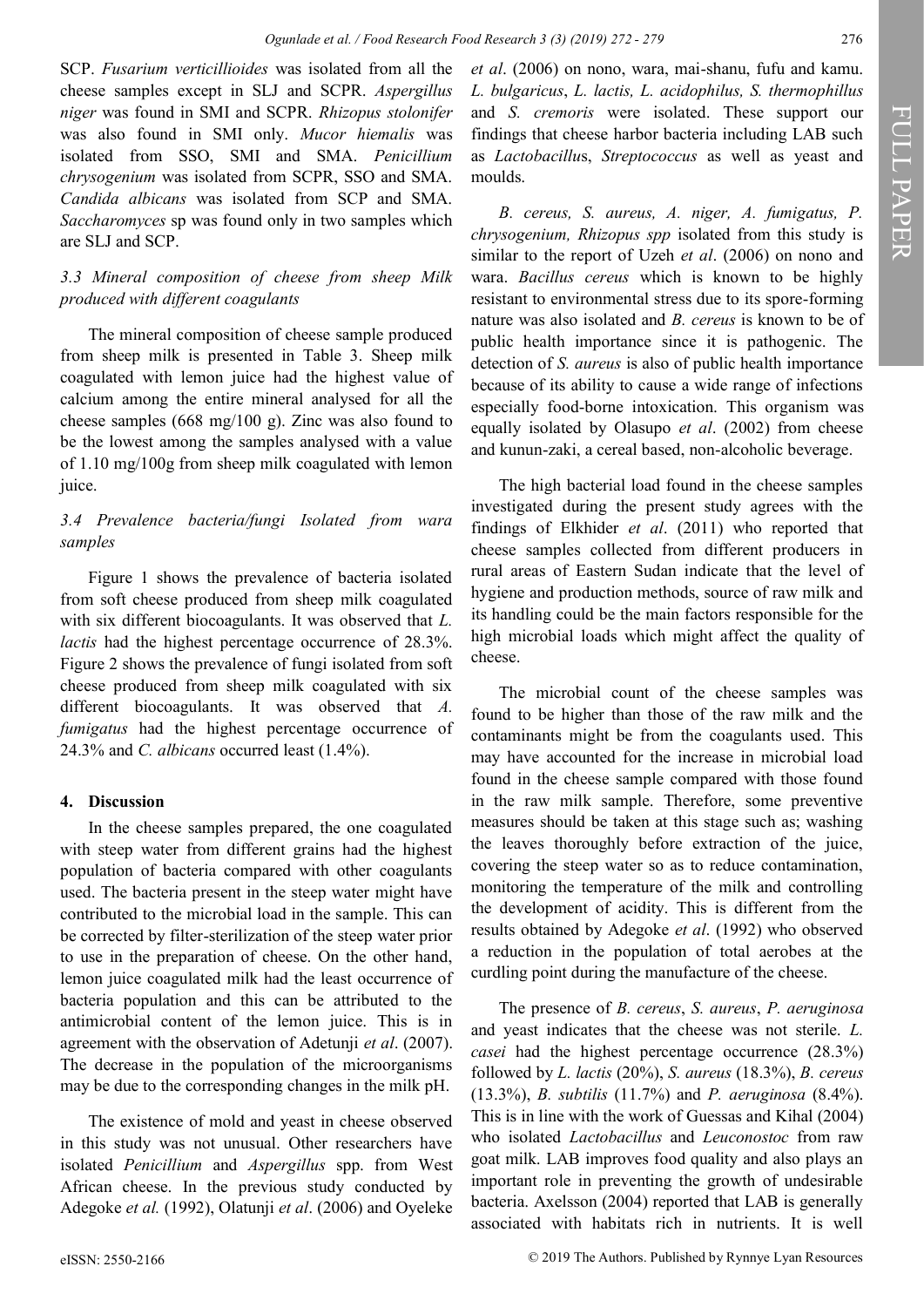SCP. *Fusarium verticillioides* was isolated from all the cheese samples except in SLJ and SCPR. *Aspergillus niger* was found in SMI and SCPR. *Rhizopus stolonifer* was also found in SMI only. *Mucor hiemalis* was isolated from SSO, SMI and SMA. *Penicillium chrysogenium* was isolated from SCPR, SSO and SMA. *Candida albicans* was isolated from SCP and SMA. *Saccharomyces* sp was found only in two samples which are SLJ and SCP.

### *3.3 Mineral composition of cheese from sheep Milk produced with different coagulants*

The mineral composition of cheese sample produced from sheep milk is presented in Table 3. Sheep milk coagulated with lemon juice had the highest value of calcium among the entire mineral analysed for all the cheese samples (668 mg/100 g). Zinc was also found to be the lowest among the samples analysed with a value of 1.10 mg/100g from sheep milk coagulated with lemon juice.

### *3.4 Prevalence bacteria/fungi Isolated from wara samples*

Figure 1 shows the prevalence of bacteria isolated from soft cheese produced from sheep milk coagulated with six different biocoagulants. It was observed that *L. lactis* had the highest percentage occurrence of 28.3%. Figure 2 shows the prevalence of fungi isolated from soft cheese produced from sheep milk coagulated with six different biocoagulants. It was observed that *A. fumigatus* had the highest percentage occurrence of 24.3% and *C. albicans* occurred least (1.4%).

## 4. Discussion

In the cheese samples prepared, the one coagulated with steep water from different grains had the highest population of bacteria compared with other coagulants used. The bacteria present in the steep water might have contributed to the microbial load in the sample. This can be corrected by filter-sterilization of the steep water prior to use in the preparation of cheese. On the other hand, lemon juice coagulated milk had the least occurrence of bacteria population and this can be attributed to the antimicrobial content of the lemon juice. This is in agreement with the observation of Adetunji *et al*. (2007). The decrease in the population of the microorganisms may be due to the corresponding changes in the milk pH.

The existence of mold and yeast in cheese observed in this study was not unusual. Other researchers have isolated *Penicillium* and *Aspergillus* spp. from West African cheese. In the previous study conducted by Adegoke *et al.* (1992), Olatunji *et al*. (2006) and Oyeleke *et al*. (2006) on nono, wara, mai-shanu, fufu and kamu. *L. bulgaricus*, *L. lactis, L. acidophilus, S. thermophillus* and *S. cremoris* were isolated. These support our findings that cheese harbor bacteria including LAB such as *Lactobacillu*s, *Streptococcus* as well as yeast and moulds.

*B. cereus, S. aureus, A. niger, A. fumigatus, P. chrysogenium, Rhizopus spp* isolated from this study is similar to the report of Uzeh *et al*. (2006) on nono and wara. *Bacillus cereus* which is known to be highly resistant to environmental stress due to its spore-forming nature was also isolated and *B. cereus* is known to be of public health importance since it is pathogenic. The detection of *S. aureus* is also of public health importance because of its ability to cause a wide range of infections especially food-borne intoxication. This organism was equally isolated by Olasupo *et al*. (2002) from cheese and kunun-zaki, a cereal based, non-alcoholic beverage.

The high bacterial load found in the cheese samples investigated during the present study agrees with the findings of Elkhider *et al*. (2011) who reported that cheese samples collected from different producers in rural areas of Eastern Sudan indicate that the level of hygiene and production methods, source of raw milk and its handling could be the main factors responsible for the high microbial loads which might affect the quality of cheese.

The microbial count of the cheese samples was found to be higher than those of the raw milk and the contaminants might be from the coagulants used. This may have accounted for the increase in microbial load found in the cheese sample compared with those found in the raw milk sample. Therefore, some preventive measures should be taken at this stage such as; washing the leaves thoroughly before extraction of the juice, covering the steep water so as to reduce contamination, monitoring the temperature of the milk and controlling the development of acidity. This is different from the results obtained by Adegoke *et al*. (1992) who observed a reduction in the population of total aerobes at the curdling point during the manufacture of the cheese.

The presence of *B. cereus*, *S. aureus*, *P. aeruginosa* and yeast indicates that the cheese was not sterile. *L. casei* had the highest percentage occurrence (28.3%) followed by *L. lactis* (20%), *S. aureus* (18.3%), *B. cereus* (13.3%), *B. subtilis* (11.7%) and *P. aeruginosa* (8.4%). This is in line with the work of Guessas and Kihal (2004) who isolated *Lactobacillus* and *Leuconostoc* from raw goat milk. LAB improves food quality and also plays an important role in preventing the growth of undesirable bacteria. Axelsson (2004) reported that LAB is generally associated with habitats rich in nutrients. It is well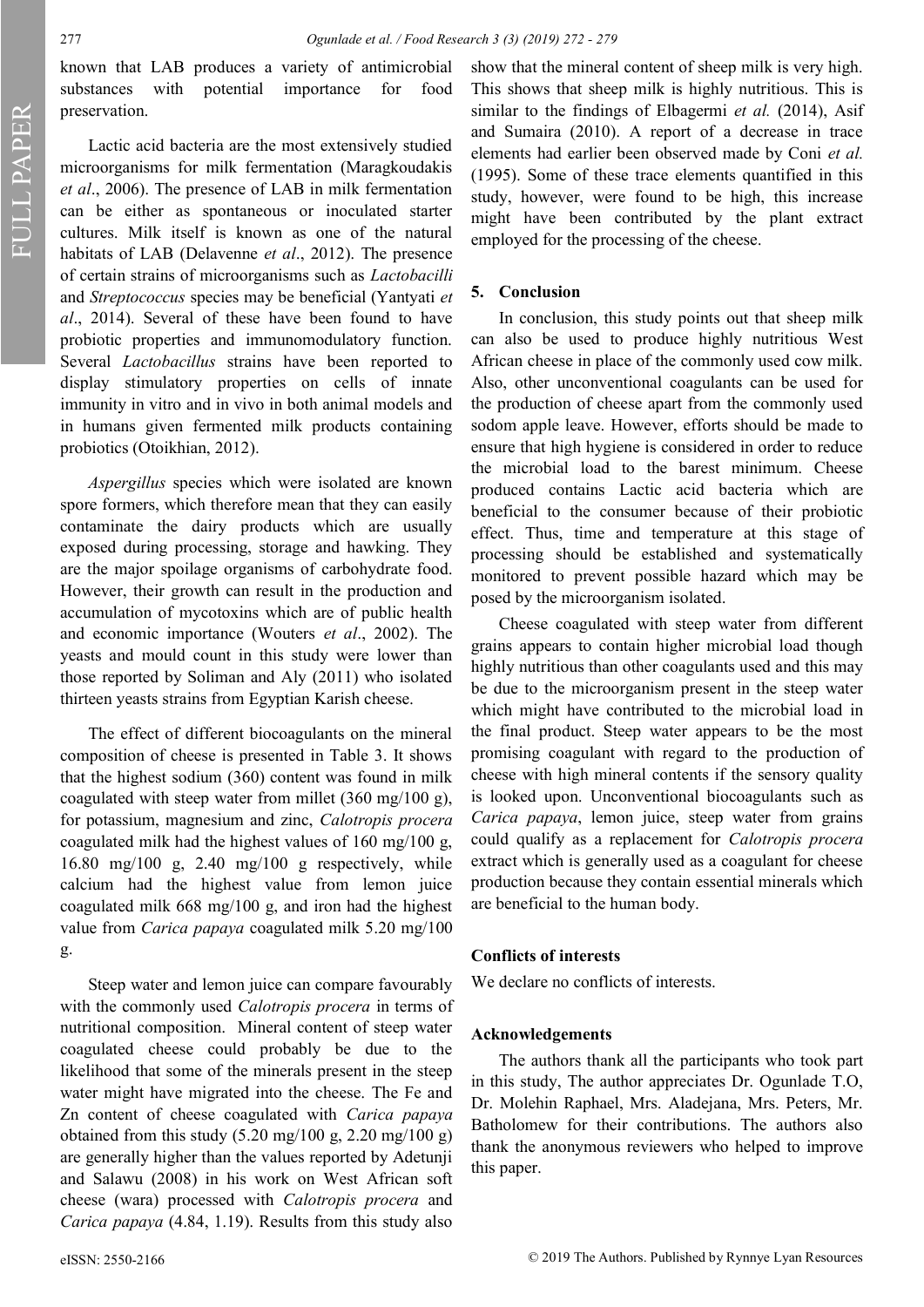known that LAB produces a variety of antimicrobial substances with potential importance for food preservation.

Lactic acid bacteria are the most extensively studied microorganisms for milk fermentation (Maragkoudakis *et al*., 2006). The presence of LAB in milk fermentation can be either as spontaneous or inoculated starter cultures. Milk itself is known as one of the natural habitats of LAB (Delavenne *et al*., 2012). The presence of certain strains of microorganisms such as *Lactobacilli* and *Streptococcus* species may be beneficial (Yantyati *et al*., 2014). Several of these have been found to have probiotic properties and immunomodulatory function. Several *Lactobacillus* strains have been reported to display stimulatory properties on cells of innate immunity in vitro and in vivo in both animal models and in humans given fermented milk products containing probiotics (Otoikhian, 2012).

*Aspergillus* species which were isolated are known spore formers, which therefore mean that they can easily contaminate the dairy products which are usually exposed during processing, storage and hawking. They are the major spoilage organisms of carbohydrate food. However, their growth can result in the production and accumulation of mycotoxins which are of public health and economic importance (Wouters *et al*., 2002). The yeasts and mould count in this study were lower than those reported by Soliman and Aly (2011) who isolated thirteen yeasts strains from Egyptian Karish cheese.

The effect of different biocoagulants on the mineral composition of cheese is presented in Table 3. It shows that the highest sodium (360) content was found in milk coagulated with steep water from millet (360 mg/100 g), for potassium, magnesium and zinc, *Calotropis procera* coagulated milk had the highest values of 160 mg/100 g, 16.80 mg/100 g, 2.40 mg/100 g respectively, while calcium had the highest value from lemon juice coagulated milk 668 mg/100 g, and iron had the highest value from *Carica papaya* coagulated milk 5.20 mg/100 g.

Steep water and lemon juice can compare favourably with the commonly used *Calotropis procera* in terms of nutritional composition. Mineral content of steep water coagulated cheese could probably be due to the likelihood that some of the minerals present in the steep water might have migrated into the cheese. The Fe and Zn content of cheese coagulated with *Carica papaya* obtained from this study (5.20 mg/100 g, 2.20 mg/100 g) are generally higher than the values reported by Adetunji and Salawu (2008) in his work on West African soft cheese (wara) processed with *Calotropis procera* and *Carica papaya* (4.84, 1.19). Results from this study also show that the mineral content of sheep milk is very high. This shows that sheep milk is highly nutritious. This is similar to the findings of Elbagermi *et al.* (2014), Asif and Sumaira (2010). A report of a decrease in trace elements had earlier been observed made by Coni *et al.* (1995). Some of these trace elements quantified in this study, however, were found to be high, this increase might have been contributed by the plant extract employed for the processing of the cheese.

## 5. Conclusion

In conclusion, this study points out that sheep milk can also be used to produce highly nutritious West African cheese in place of the commonly used cow milk. Also, other unconventional coagulants can be used for the production of cheese apart from the commonly used sodom apple leave. However, efforts should be made to ensure that high hygiene is considered in order to reduce the microbial load to the barest minimum. Cheese produced contains Lactic acid bacteria which are beneficial to the consumer because of their probiotic effect. Thus, time and temperature at this stage of processing should be established and systematically monitored to prevent possible hazard which may be posed by the microorganism isolated.

Cheese coagulated with steep water from different grains appears to contain higher microbial load though highly nutritious than other coagulants used and this may be due to the microorganism present in the steep water which might have contributed to the microbial load in the final product. Steep water appears to be the most promising coagulant with regard to the production of cheese with high mineral contents if the sensory quality is looked upon. Unconventional biocoagulants such as *Carica papaya*, lemon juice, steep water from grains could qualify as a replacement for *Calotropis procera* extract which is generally used as a coagulant for cheese production because they contain essential minerals which are beneficial to the human body.

## Conflicts of interests

We declare no conflicts of interests.

## Acknowledgements

The authors thank all the participants who took part in this study, The author appreciates Dr. Ogunlade T.O, Dr. Molehin Raphael, Mrs. Aladejana, Mrs. Peters, Mr. Batholomew for their contributions. The authors also thank the anonymous reviewers who helped to improve this paper.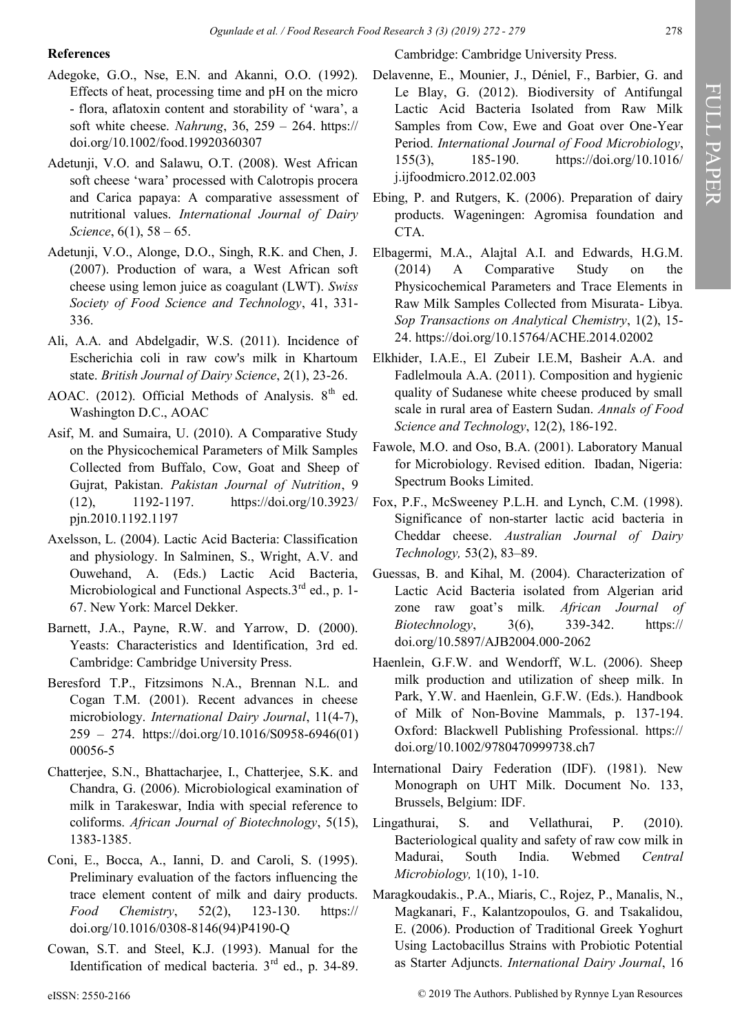## References

Adegoke, G.O., Nse, E.N. and Akanni, O.O. (1992). Effects of heat, processing time and pH on the micro - flora, aflatoxin content and storability of 'wara', a soft white cheese. *Nahrung*, 36, 259 – 264. https://doi.org/10.1002/food.19920360307

Adetunji, V.O. and Salawu, O.T. (2008). West African soft cheese 'wara' processed with Calotropis procera and Carica papaya: A comparative assessment of nutritional values. *International Journal of Dairy Science*, 6(1), 58 – 65.

Adetunji, V.O., Alonge, D.O., Singh, R.K. and Chen, J. (2007). Production of wara, a West African soft cheese using lemon juice as coagulant (LWT). *Swiss Society of Food Science and Technology*, 41, 331-336.

Ali, A.A. and Abdelgadir, W.S. (2011). Incidence of Escherichia coli in raw cow's milk in Khartoum state. *British Journal of Dairy Science*, 2(1), 23-26.

AOAC. (2012). Official Methods of Analysis. 8th ed. Washington D.C., AOAC

Asif, M. and Sumaira, U. (2010). A Comparative Study on the Physicochemical Parameters of Milk Samples Collected from Buffalo, Cow, Goat and Sheep of Gujrat, Pakistan. *Pakistan Journal of Nutrition*, 9 (12), 1192-1197. https://doi.org/10.3923/pjn.2010.1192.1197

Axelsson, L. (2004). Lactic Acid Bacteria: Classification and physiology. In Salminen, S., Wright, A.V. and Ouwehand, A. (Eds.) Lactic Acid Bacteria, Microbiological and Functional Aspects.3rd ed., p. 1-67. New York: Marcel Dekker.

Barnett, J.A., Payne, R.W. and Yarrow, D. (2000). Yeasts: Characteristics and Identification, 3rd ed. Cambridge: Cambridge University Press.

Beresford T.P., Fitzsimons N.A., Brennan N.L. and Cogan T.M. (2001). Recent advances in cheese microbiology. *International Dairy Journal*, 11(4-7), 259 – 274. https://doi.org/10.1016/S0958-6946(01)00056-5

Chatterjee, S.N., Bhattacharjee, I., Chatterjee, S.K. and Chandra, G. (2006). Microbiological examination of milk in Tarakeswar, India with special reference to coliforms. *African Journal of Biotechnology*, 5(15), 1383-1385.

Coni, E., Bocca, A., Ianni, D. and Caroli, S. (1995). Preliminary evaluation of the factors influencing the trace element content of milk and dairy products. *Food Chemistry*, 52(2), 123-130. https://doi.org/10.1016/0308-8146(94)P4190-Q

Cowan, S.T. and Steel, K.J. (1993). Manual for the Identification of medical bacteria. 3rd ed., p. 34-89. Cambridge: Cambridge University Press.

Delavenne, E., Mounier, J., Déniel, F., Barbier, G. and Le Blay, G. (2012). Biodiversity of Antifungal Lactic Acid Bacteria Isolated from Raw Milk Samples from Cow, Ewe and Goat over One-Year Period. *International Journal of Food Microbiology*, 155(3), 185-190. https://doi.org/10.1016/j.ijfoodmicro.2012.02.003

Ebing, P. and Rutgers, K. (2006). Preparation of dairy products. Wageningen: Agromisa foundation and CTA.

Elbagermi, M.A., Alajtal A.I. and Edwards, H.G.M. (2014) A Comparative Study on the Physicochemical Parameters and Trace Elements in Raw Milk Samples Collected from Misurata- Libya. *Sop Transactions on Analytical Chemistry*, 1(2), 15-24. https://doi.org/10.15764/ACHE.2014.02002

Elkhider, I.A.E., El Zubeir I.E.M, Basheir A.A. and Fadlelmoula A.A. (2011). Composition and hygienic quality of Sudanese white cheese produced by small scale in rural area of Eastern Sudan. *Annals of Food Science and Technology*, 12(2), 186-192.

Fawole, M.O. and Oso, B.A. (2001). Laboratory Manual for Microbiology. Revised edition. Ibadan, Nigeria: Spectrum Books Limited.

Fox, P.F., McSweeney P.L.H. and Lynch, C.M. (1998). Significance of non-starter lactic acid bacteria in Cheddar cheese. *Australian Journal of Dairy Technology,* 53(2), 83–89.

Guessas, B. and Kihal, M. (2004). Characterization of Lactic Acid Bacteria isolated from Algerian arid zone raw goat's milk*. African Journal of Biotechnology*, 3(6), 339-342. https://doi.org/10.5897/AJB2004.000-2062

Haenlein, G.F.W. and Wendorff, W.L. (2006). Sheep milk production and utilization of sheep milk. In Park, Y.W. and Haenlein, G.F.W. (Eds.). Handbook of Milk of Non-Bovine Mammals, p. 137-194. Oxford: Blackwell Publishing Professional. https://doi.org/10.1002/9780470999738.ch7

International Dairy Federation (IDF). (1981). New Monograph on UHT Milk. Document No. 133, Brussels, Belgium: IDF.

Lingathurai, S. and Vellathurai, P. (2010). Bacteriological quality and safety of raw cow milk in Madurai, South India. Webmed *Central Microbiology,* 1(10), 1-10.

Maragkoudakis., P.A., Miaris, C., Rojez, P., Manalis, N., Magkanari, F., Kalantzopoulos, G. and Tsakalidou, E. (2006). Production of Traditional Greek Yoghurt Using Lactobacillus Strains with Probiotic Potential as Starter Adjuncts. *International Dairy Journal*, 16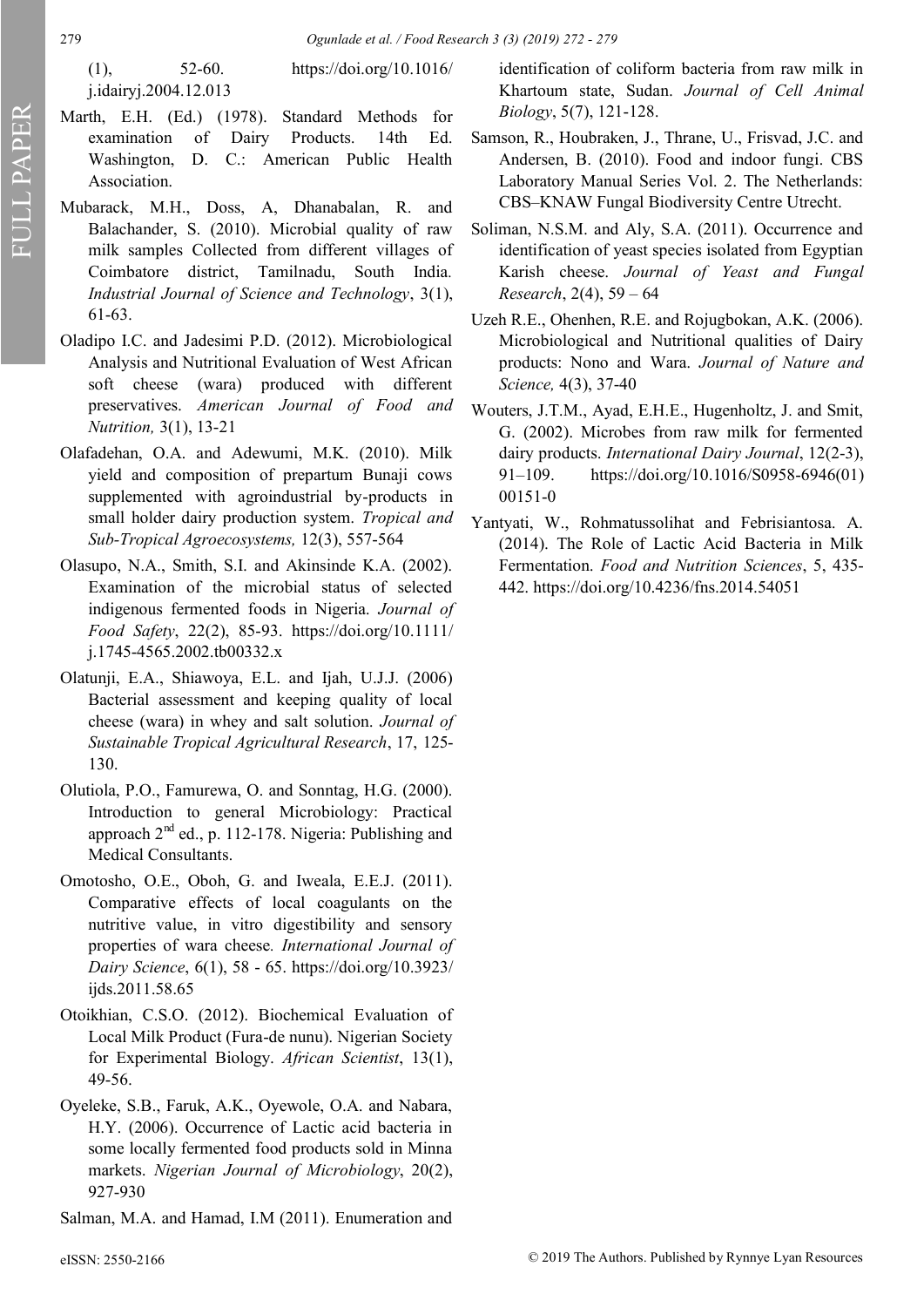(1), 52-60. https://doi.org/10.1016/j.idairyj.2004.12.013

Marth, E.H. (Ed.) (1978). Standard Methods for examination of Dairy Products. 14th Ed. Washington, D. C.: American Public Health Association.

Mubarack, M.H., Doss, A, Dhanabalan, R. and Balachander, S. (2010). Microbial quality of raw milk samples Collected from different villages of Coimbatore district, Tamilnadu, South India. *Industrial Journal of Science and Technology*, 3(1), 61-63.

Oladipo I.C. and Jadesimi P.D. (2012). Microbiological Analysis and Nutritional Evaluation of West African soft cheese (wara) produced with different preservatives. *American Journal of Food and Nutrition,* 3(1), 13-21

Olafadehan, O.A. and Adewumi, M.K. (2010). Milk yield and composition of prepartum Bunaji cows supplemented with agroindustrial by-products in small holder dairy production system. *Tropical and Sub-Tropical Agroecosystems,* 12(3), 557-564

Olasupo, N.A., Smith, S.I. and Akinsinde K.A. (2002). Examination of the microbial status of selected indigenous fermented foods in Nigeria. *Journal of Food Safety*, 22(2), 85-93. https://doi.org/10.1111/j.1745-4565.2002.tb00332.x

Olatunji, E.A., Shiawoya, E.L. and Ijah, U.J.J. (2006) Bacterial assessment and keeping quality of local cheese (wara) in whey and salt solution. *Journal of Sustainable Tropical Agricultural Research*, 17, 125-130.

Olutiola, P.O., Famurewa, O. and Sonntag, H.G. (2000). Introduction to general Microbiology: Practical approach 2nd ed., p. 112-178. Nigeria: Publishing and Medical Consultants.

Omotosho, O.E., Oboh, G. and Iweala, E.E.J. (2011). Comparative effects of local coagulants on the nutritive value, in vitro digestibility and sensory properties of wara cheese. *International Journal of Dairy Science*, 6(1), 58 - 65. https://doi.org/10.3923/ijds.2011.58.65

Otoikhian, C.S.O. (2012). Biochemical Evaluation of Local Milk Product (Fura-de nunu). Nigerian Society for Experimental Biology. *African Scientist*, 13(1), 49-56.

Oyeleke, S.B., Faruk, A.K., Oyewole, O.A. and Nabara, H.Y. (2006). Occurrence of Lactic acid bacteria in some locally fermented food products sold in Minna markets. *Nigerian Journal of Microbiology*, 20(2), 927-930

Salman, M.A. and Hamad, I.M (2011). Enumeration and identification of coliform bacteria from raw milk in Khartoum state, Sudan. *Journal of Cell Animal Biology*, 5(7), 121-128.

Samson, R., Houbraken, J., Thrane, U., Frisvad, J.C. and Andersen, B. (2010). Food and indoor fungi. CBS Laboratory Manual Series Vol. 2. The Netherlands: CBS–KNAW Fungal Biodiversity Centre Utrecht.

Soliman, N.S.M. and Aly, S.A. (2011). Occurrence and identification of yeast species isolated from Egyptian Karish cheese. *Journal of Yeast and Fungal Research*, 2(4), 59 – 64

Uzeh R.E., Ohenhen, R.E. and Rojugbokan, A.K. (2006). Microbiological and Nutritional qualities of Dairy products: Nono and Wara. *Journal of Nature and Science,* 4(3), 37-40

Wouters, J.T.M., Ayad, E.H.E., Hugenholtz, J. and Smit, G. (2002). Microbes from raw milk for fermented dairy products. *International Dairy Journal*, 12(2-3), 91–109. https://doi.org/10.1016/S0958-6946(01)00151-0

Yantyati, W., Rohmatussolihat and Febrisiantosa. A. (2014). The Role of Lactic Acid Bacteria in Milk Fermentation. *Food and Nutrition Sciences*, 5, 435-442. https://doi.org/10.4236/fns.2014.54051